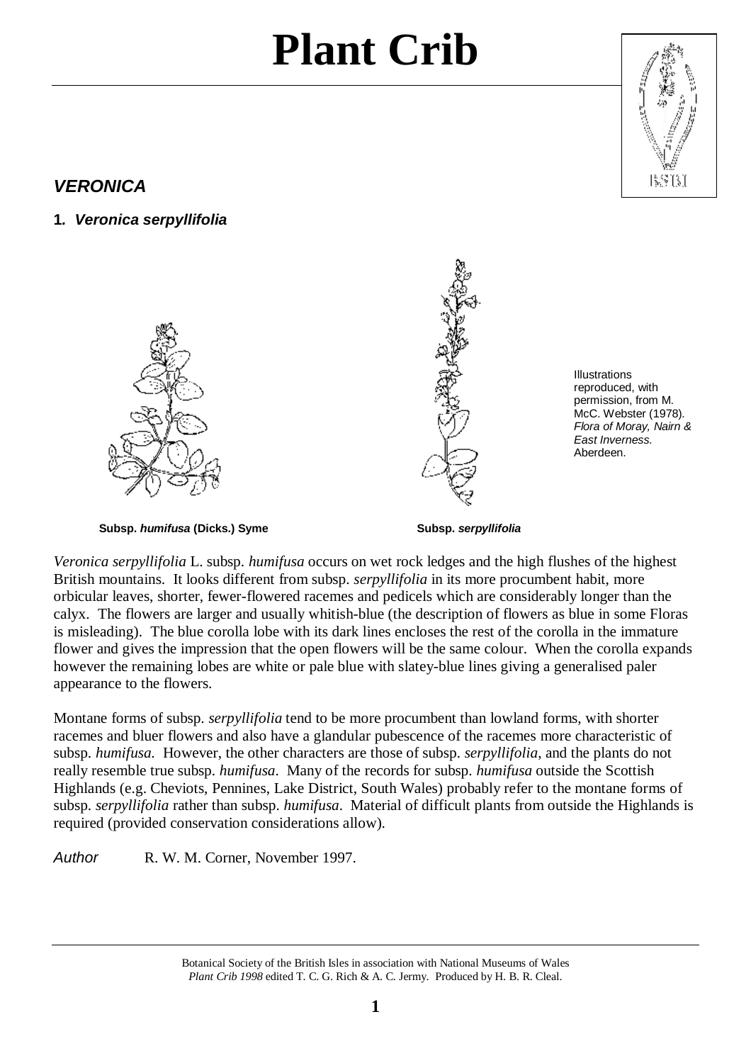# Plant Crib

## *VERONICA*

### 1. *Veronica serpyllifolia*

**Subsp. *humifusa* (Dicks.) Syme**

**Subsp. *serpyllifolia***

Illustrations reproduced, with permission, from M. McC. Webster (1978). *Flora of Moray, Nairn & East Inverness.* Aberdeen.

*Veronica serpyllifolia* L. subsp. *humifusa* occurs on wet rock ledges and the high flushes of the highest British mountains. It looks different from subsp. *serpyllifolia* in its more procumbent habit, more orbicular leaves, shorter, fewer-flowered racemes and pedicels which are considerably longer than the calyx. The flowers are larger and usually whitish-blue (the description of flowers as blue in some Floras is misleading). The blue corolla lobe with its dark lines encloses the rest of the corolla in the immature flower and gives the impression that the open flowers will be the same colour. When the corolla expands however the remaining lobes are white or pale blue with slatey-blue lines giving a generalised paler appearance to the flowers.

Montane forms of subsp. *serpyllifolia* tend to be more procumbent than lowland forms, with shorter racemes and bluer flowers and also have a glandular pubescence of the racemes more characteristic of subsp. *humifusa.* However, the other characters are those of subsp. *serpyllifolia*, and the plants do not really resemble true subsp. *humifusa*. Many of the records for subsp. *humifusa* outside the Scottish Highlands (e.g. Cheviots, Pennines, Lake District, South Wales) probably refer to the montane forms of subsp. *serpyllifolia* rather than subsp. *humifusa*. Material of difficult plants from outside the Highlands is required (provided conservation considerations allow).

*Author* R. W. M. Corner, November 1997.

Botanical Society of the British Isles in association with National Museums of Wales
*Plant Crib 1998* edited T. C. G. Rich & A. C. Jermy. Produced by H. B. R. Cleal.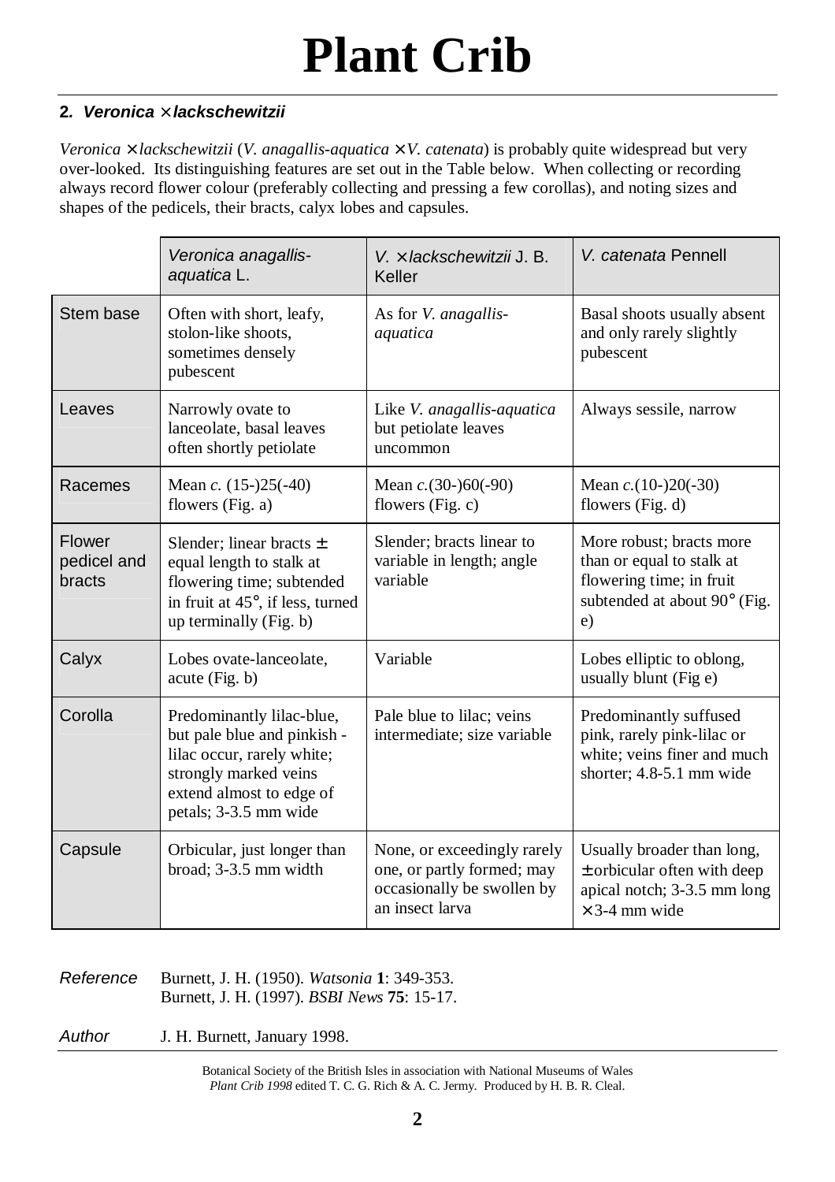# Plant Crib

## 2. *Veronica × lackschewitzii*

*Veronica × lackschewitzii* (*V. anagallis-aquatica × V. catenata*) is probably quite widespread but very over-looked. Its distinguishing features are set out in the Table below. When collecting or recording always record flower colour (preferably collecting and pressing a few corollas), and noting sizes and shapes of the pedicels, their bracts, calyx lobes and capsules.

| | *Veronica anagallis-aquatica* L. | *V. × lackschewitzii* J. B. Keller | *V. catenata* Pennell |
|---|---|---|---|
| Stem base | Often with short, leafy, stolon-like shoots, sometimes densely pubescent | As for *V. anagallis-aquatica* | Basal shoots usually absent and only rarely slightly pubescent |
| Leaves | Narrowly ovate to lanceolate, basal leaves often shortly petiolate | Like *V. anagallis-aquatica* but petiolate leaves uncommon | Always sessile, narrow |
| Racemes | Mean *c.* (15-)25(-40) flowers (Fig. a) | Mean *c.*(30-)60(-90) flowers (Fig. c) | Mean *c.*(10-)20(-30) flowers (Fig. d) |
| Flower pedicel and bracts | Slender; linear bracts ± equal length to stalk at flowering time; subtended in fruit at 45°, if less, turned up terminally (Fig. b) | Slender; bracts linear to variable in length; angle variable | More robust; bracts more than or equal to stalk at flowering time; in fruit subtended at about 90° (Fig. e) |
| Calyx | Lobes ovate-lanceolate, acute (Fig. b) | Variable | Lobes elliptic to oblong, usually blunt (Fig e) |
| Corolla | Predominantly lilac-blue, but pale blue and pinkish -lilac occur, rarely white; strongly marked veins extend almost to edge of petals; 3-3.5 mm wide | Pale blue to lilac; veins intermediate; size variable | Predominantly suffused pink, rarely pink-lilac or white; veins finer and much shorter; 4.8-5.1 mm wide |
| Capsule | Orbicular, just longer than broad; 3-3.5 mm width | None, or exceedingly rarely one, or partly formed; may occasionally be swollen by an insect larva | Usually broader than long, ± orbicular often with deep apical notch; 3-3.5 mm long × 3-4 mm wide |

*Reference* Burnett, J. H. (1950). *Watsonia* **1**: 349-353.
Burnett, J. H. (1997). *BSBI News* **75**: 15-17.

*Author* J. H. Burnett, January 1998.

Botanical Society of the British Isles in association with National Museums of Wales
*Plant Crib 1998* edited T. C. G. Rich & A. C. Jermy. Produced by H. B. R. Cleal.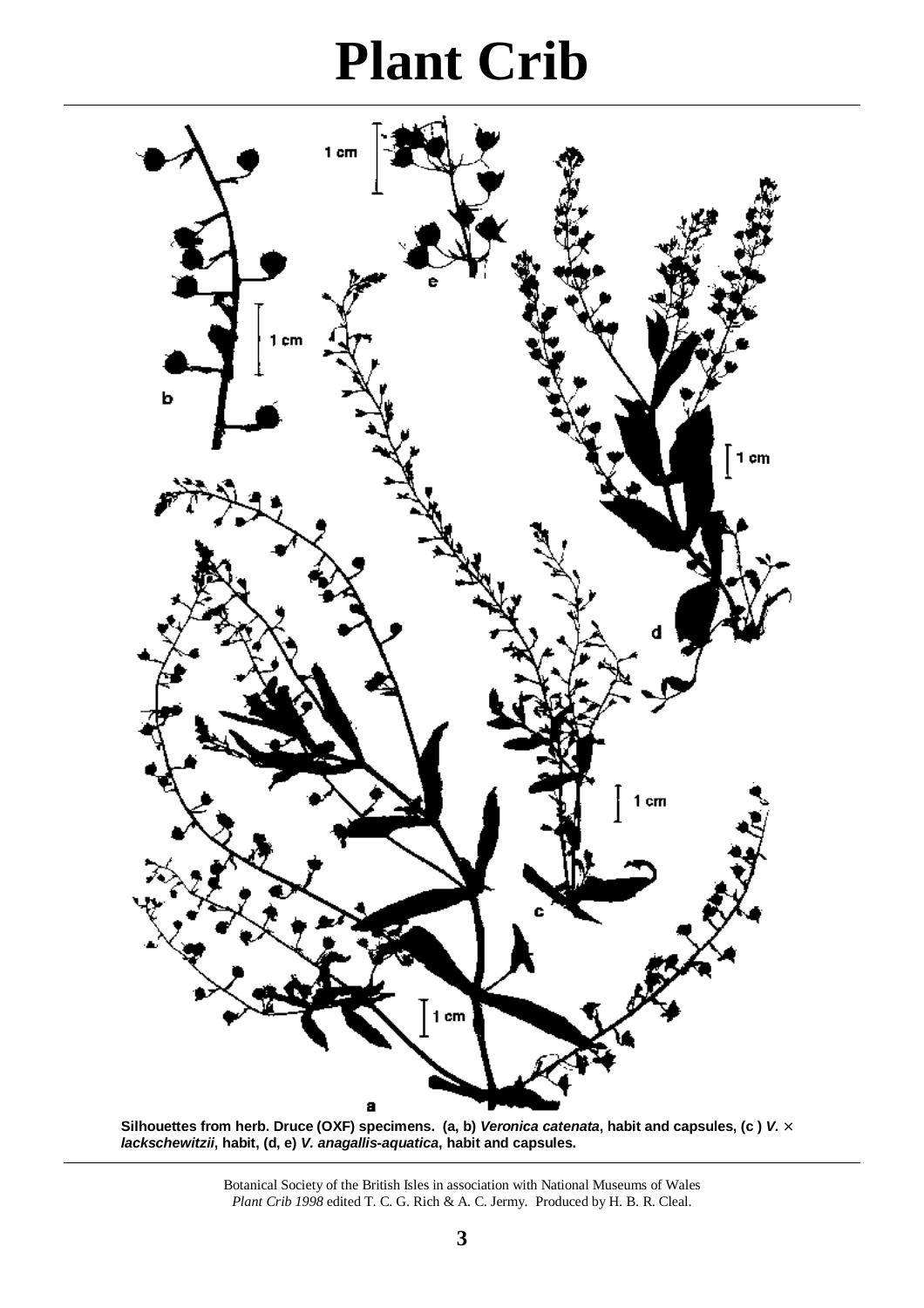# Plant Crib

Silhouettes from herb. Druce (OXF) specimens. (a, b) ***Veronica catenata***, habit and capsules, (c ) ***V.*** × ***lackschewitzii***, habit, (d, e) ***V. anagallis-aquatica***, habit and capsules.

Botanical Society of the British Isles in association with National Museums of Wales
*Plant Crib 1998* edited T. C. G. Rich & A. C. Jermy. Produced by H. B. R. Cleal.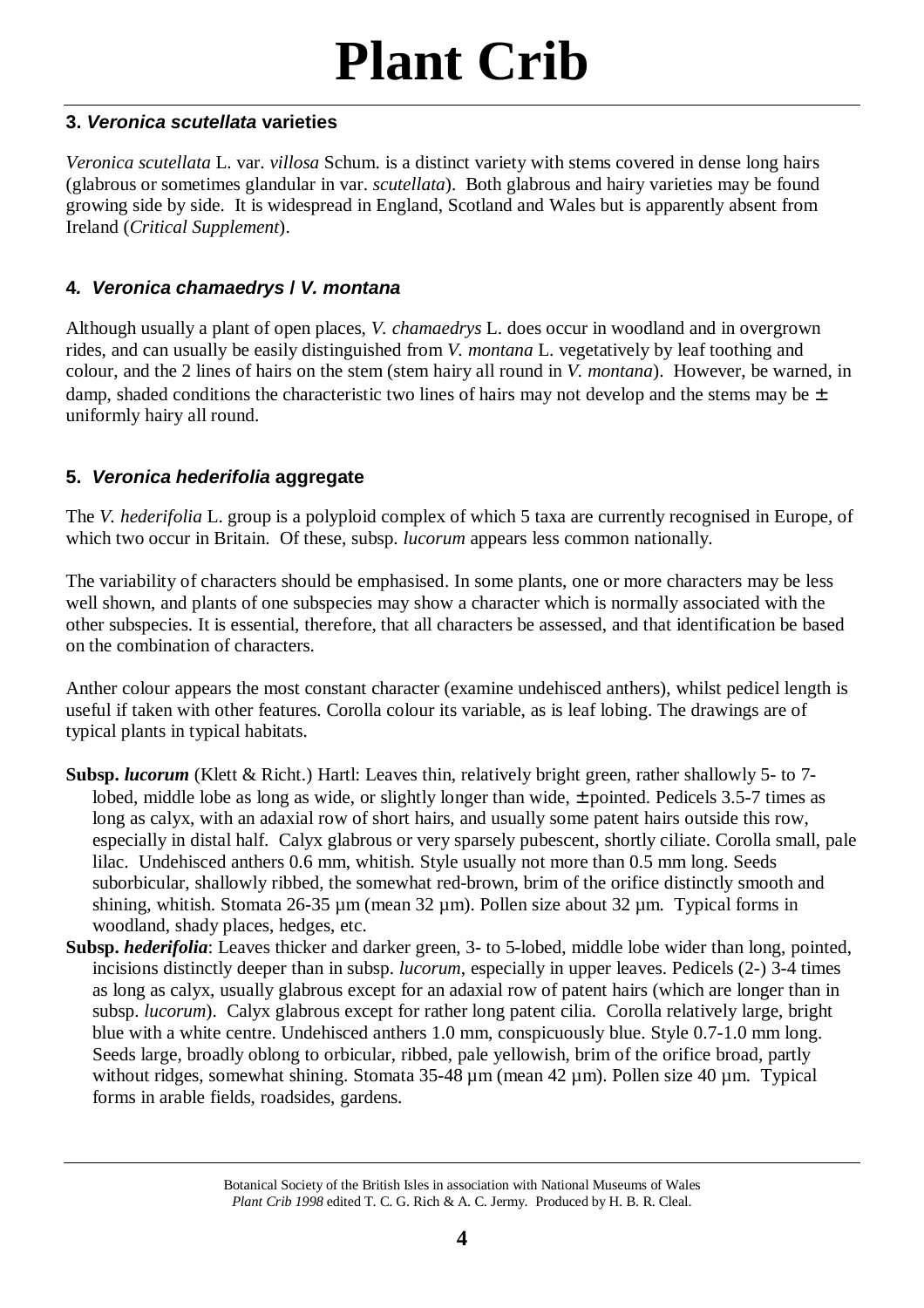# Plant Crib

### 3. *Veronica scutellata* varieties

*Veronica scutellata* L. var. *villosa* Schum. is a distinct variety with stems covered in dense long hairs (glabrous or sometimes glandular in var. *scutellata*). Both glabrous and hairy varieties may be found growing side by side. It is widespread in England, Scotland and Wales but is apparently absent from Ireland (*Critical Supplement*).

### 4. *Veronica chamaedrys* / *V. montana*

Although usually a plant of open places, *V. chamaedrys* L. does occur in woodland and in overgrown rides, and can usually be easily distinguished from *V. montana* L. vegetatively by leaf toothing and colour, and the 2 lines of hairs on the stem (stem hairy all round in *V. montana*). However, be warned, in damp, shaded conditions the characteristic two lines of hairs may not develop and the stems may be ± uniformly hairy all round.

### 5. *Veronica hederifolia* aggregate

The *V. hederifolia* L. group is a polyploid complex of which 5 taxa are currently recognised in Europe, of which two occur in Britain. Of these, subsp. *lucorum* appears less common nationally.

The variability of characters should be emphasised. In some plants, one or more characters may be less well shown, and plants of one subspecies may show a character which is normally associated with the other subspecies. It is essential, therefore, that all characters be assessed, and that identification be based on the combination of characters.

Anther colour appears the most constant character (examine undehisced anthers), whilst pedicel length is useful if taken with other features. Corolla colour its variable, as is leaf lobing. The drawings are of typical plants in typical habitats.

**Subsp. *lucorum*** (Klett & Richt.) Hartl: Leaves thin, relatively bright green, rather shallowly 5- to 7-lobed, middle lobe as long as wide, or slightly longer than wide, ± pointed. Pedicels 3.5-7 times as long as calyx, with an adaxial row of short hairs, and usually some patent hairs outside this row, especially in distal half. Calyx glabrous or very sparsely pubescent, shortly ciliate. Corolla small, pale lilac. Undehisced anthers 0.6 mm, whitish. Style usually not more than 0.5 mm long. Seeds suborbicular, shallowly ribbed, the somewhat red-brown, brim of the orifice distinctly smooth and shining, whitish. Stomata 26-35 µm (mean 32 µm). Pollen size about 32 µm. Typical forms in woodland, shady places, hedges, etc.

**Subsp. *hederifolia***: Leaves thicker and darker green, 3- to 5-lobed, middle lobe wider than long, pointed, incisions distinctly deeper than in subsp. *lucorum*, especially in upper leaves. Pedicels (2-) 3-4 times as long as calyx, usually glabrous except for an adaxial row of patent hairs (which are longer than in subsp. *lucorum*). Calyx glabrous except for rather long patent cilia. Corolla relatively large, bright blue with a white centre. Undehisced anthers 1.0 mm, conspicuously blue. Style 0.7-1.0 mm long. Seeds large, broadly oblong to orbicular, ribbed, pale yellowish, brim of the orifice broad, partly without ridges, somewhat shining. Stomata 35-48 µm (mean 42 µm). Pollen size 40 µm. Typical forms in arable fields, roadsides, gardens.

Botanical Society of the British Isles in association with National Museums of Wales
*Plant Crib 1998* edited T. C. G. Rich & A. C. Jermy. Produced by H. B. R. Cleal.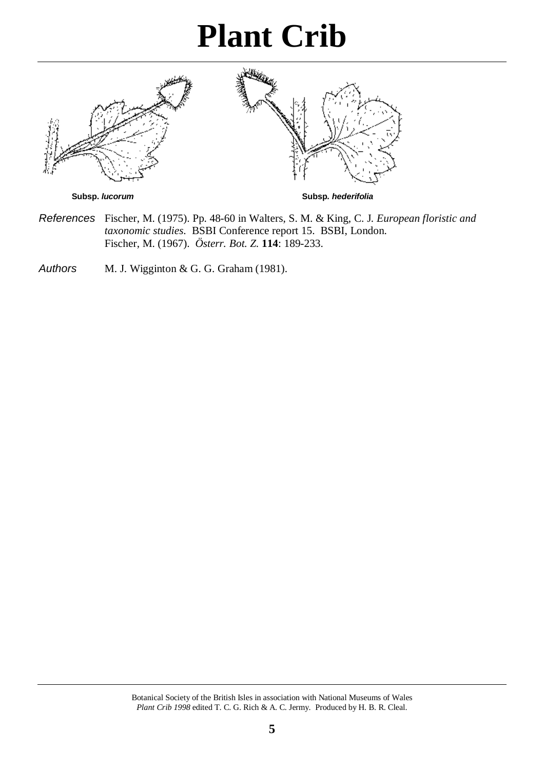Subsp. *lucorum*

Subsp. *hederifolia*

*References* Fischer, M. (1975). Pp. 48-60 in Walters, S. M. & King, C. J. *European floristic and taxonomic studies*. BSBI Conference report 15. BSBI, London.
Fischer, M. (1967). *Österr. Bot. Z.* **114**: 189-233.

*Authors* M. J. Wigginton & G. G. Graham (1981).